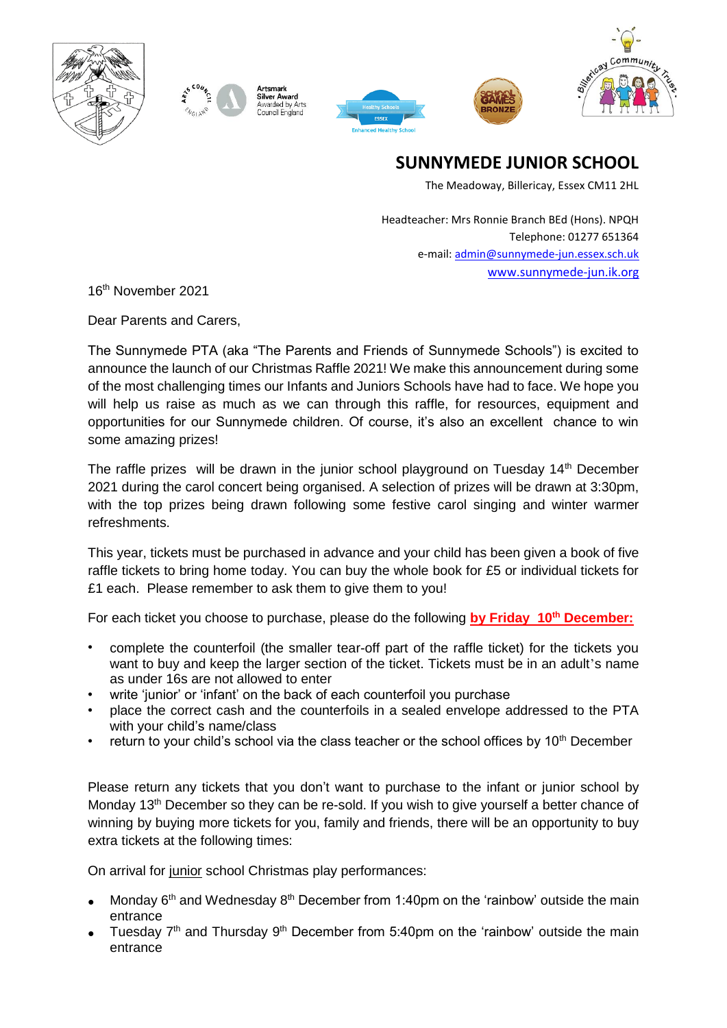Artsmark Silver Award Awarded by Arts Council England

# SUNNYMEDE JUNIOR SCHOOL

The Meadoway, Billericay, Essex CM11 2HL

Headteacher: Mrs Ronnie Branch BEd (Hons). NPQH
Telephone: 01277 651364
e-mail: admin@sunnymede-jun.essex.sch.uk
www.sunnymede-jun.ik.org

16th November 2021

Dear Parents and Carers,

The Sunnymede PTA (aka "The Parents and Friends of Sunnymede Schools") is excited to announce the launch of our Christmas Raffle 2021! We make this announcement during some of the most challenging times our Infants and Juniors Schools have had to face. We hope you will help us raise as much as we can through this raffle, for resources, equipment and opportunities for our Sunnymede children. Of course, it's also an excellent chance to win some amazing prizes!

The raffle prizes will be drawn in the junior school playground on Tuesday 14th December 2021 during the carol concert being organised. A selection of prizes will be drawn at 3:30pm, with the top prizes being drawn following some festive carol singing and winter warmer refreshments.

This year, tickets must be purchased in advance and your child has been given a book of five raffle tickets to bring home today. You can buy the whole book for £5 or individual tickets for £1 each. Please remember to ask them to give them to you!

For each ticket you choose to purchase, please do the following **by Friday 10th December:**

- complete the counterfoil (the smaller tear-off part of the raffle ticket) for the tickets you want to buy and keep the larger section of the ticket. Tickets must be in an adult's name as under 16s are not allowed to enter
- write 'junior' or 'infant' on the back of each counterfoil you purchase
- place the correct cash and the counterfoils in a sealed envelope addressed to the PTA with your child's name/class
- return to your child's school via the class teacher or the school offices by 10th December

Please return any tickets that you don't want to purchase to the infant or junior school by Monday 13th December so they can be re-sold. If you wish to give yourself a better chance of winning by buying more tickets for you, family and friends, there will be an opportunity to buy extra tickets at the following times:

On arrival for junior school Christmas play performances:

- Monday 6th and Wednesday 8th December from 1:40pm on the 'rainbow' outside the main entrance
- Tuesday 7th and Thursday 9th December from 5:40pm on the 'rainbow' outside the main entrance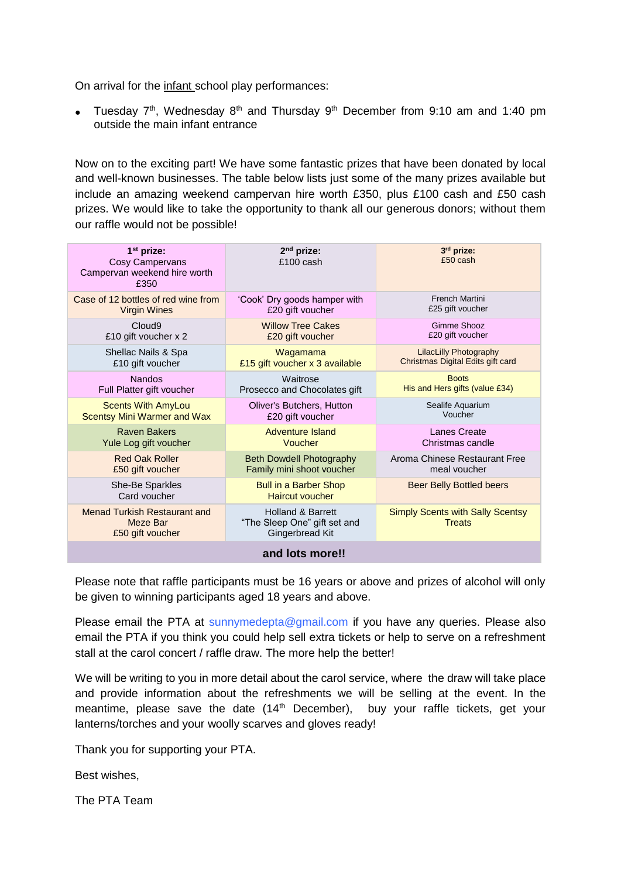On arrival for the infant school play performances:

- Tuesday 7th, Wednesday 8th and Thursday 9th December from 9:10 am and 1:40 pm outside the main infant entrance

Now on to the exciting part! We have some fantastic prizes that have been donated by local and well-known businesses. The table below lists just some of the many prizes available but include an amazing weekend campervan hire worth £350, plus £100 cash and £50 cash prizes. We would like to take the opportunity to thank all our generous donors; without them our raffle would not be possible!

| | | |
|---|---|---|
| **1st prize:** Cosy Campervans Campervan weekend hire worth £350 | **2nd prize:** £100 cash | **3rd prize:** £50 cash |
| Case of 12 bottles of red wine from Virgin Wines | 'Cook' Dry goods hamper with £20 gift voucher | French Martini £25 gift voucher |
| Cloud9 £10 gift voucher x 2 | Willow Tree Cakes £20 gift voucher | Gimme Shooz £20 gift voucher |
| Shellac Nails & Spa £10 gift voucher | Wagamama £15 gift voucher x 3 available | LilacLilly Photography Christmas Digital Edits gift card |
| Nandos Full Platter gift voucher | Waitrose Prosecco and Chocolates gift | Boots His and Hers gifts (value £34) |
| Scents With AmyLou Scentsy Mini Warmer and Wax | Oliver's Butchers, Hutton £20 gift voucher | Sealife Aquarium Voucher |
| Raven Bakers Yule Log gift voucher | Adventure Island Voucher | Lanes Create Christmas candle |
| Red Oak Roller £50 gift voucher | Beth Dowdell Photography Family mini shoot voucher | Aroma Chinese Restaurant Free meal voucher |
| She-Be Sparkles Card voucher | Bull in a Barber Shop Haircut voucher | Beer Belly Bottled beers |
| Menad Turkish Restaurant and Meze Bar £50 gift voucher | Holland & Barrett "The Sleep One" gift set and Gingerbread Kit | Simply Scents with Sally Scentsy Treats |
| **and lots more!!** | | |

Please note that raffle participants must be 16 years or above and prizes of alcohol will only be given to winning participants aged 18 years and above.

Please email the PTA at sunnymedepta@gmail.com if you have any queries. Please also email the PTA if you think you could help sell extra tickets or help to serve on a refreshment stall at the carol concert / raffle draw. The more help the better!

We will be writing to you in more detail about the carol service, where the draw will take place and provide information about the refreshments we will be selling at the event. In the meantime, please save the date (14th December), buy your raffle tickets, get your lanterns/torches and your woolly scarves and gloves ready!

Thank you for supporting your PTA.

Best wishes,

The PTA Team